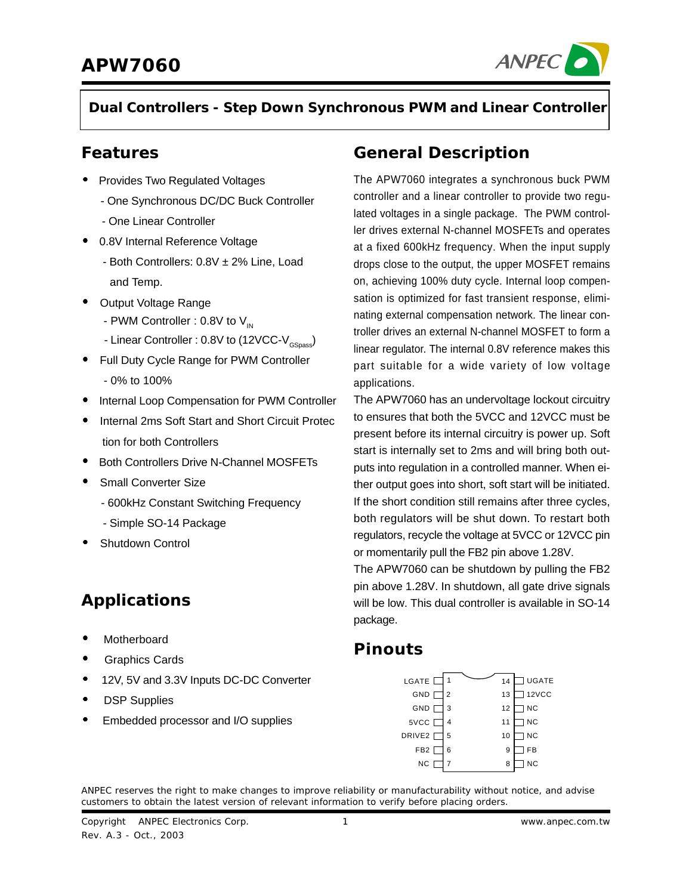# APW7060

## Dual Controllers - Step Down Synchronous PWM and Linear Controller

## Features

- Provides Two Regulated Voltages
  - One Synchronous DC/DC Buck Controller
  - One Linear Controller
- 0.8V Internal Reference Voltage
  - Both Controllers: 0.8V ± 2% Line, Load and Temp.
- Output Voltage Range
  - PWM Controller : 0.8V to $V_{IN}$
  - Linear Controller : 0.8V to (12VCC-$V_{GSpass}$)
- Full Duty Cycle Range for PWM Controller
  - 0% to 100%
- Internal Loop Compensation for PWM Controller
- Internal 2ms Soft Start and Short Circuit Protection for both Controllers
- Both Controllers Drive N-Channel MOSFETs
- Small Converter Size
  - 600kHz Constant Switching Frequency
  - Simple SO-14 Package
- Shutdown Control

## Applications

- Motherboard
- Graphics Cards
- 12V, 5V and 3.3V Inputs DC-DC Converter
- DSP Supplies
- Embedded processor and I/O supplies

## General Description

The APW7060 integrates a synchronous buck PWM controller and a linear controller to provide two regulated voltages in a single package. The PWM controller drives external N-channel MOSFETs and operates at a fixed 600kHz frequency. When the input supply drops close to the output, the upper MOSFET remains on, achieving 100% duty cycle. Internal loop compensation is optimized for fast transient response, eliminating external compensation network. The linear controller drives an external N-channel MOSFET to form a linear regulator. The internal 0.8V reference makes this part suitable for a wide variety of low voltage applications.

The APW7060 has an undervoltage lockout circuitry to ensures that both the 5VCC and 12VCC must be present before its internal circuitry is power up. Soft start is internally set to 2ms and will bring both outputs into regulation in a controlled manner. When either output goes into short, soft start will be initiated. If the short condition still remains after three cycles, both regulators will be shut down. To restart both regulators, recycle the voltage at 5VCC or 12VCC pin or momentarily pull the FB2 pin above 1.28V.

The APW7060 can be shutdown by pulling the FB2 pin above 1.28V. In shutdown, all gate drive signals will be low. This dual controller is available in SO-14 package.

## Pinouts

| Pin | Name | Pin | Name |
|---|---|---|---|
| 1 | LGATE | 14 | UGATE |
| 2 | GND | 13 | 12VCC |
| 3 | GND | 12 | NC |
| 4 | 5VCC | 11 | NC |
| 5 | DRIVE2 | 10 | NC |
| 6 | FB2 | 9 | FB |
| 7 | NC | 8 | NC |

ANPEC reserves the right to make changes to improve reliability or manufacturability without notice, and advise customers to obtain the latest version of relevant information to verify before placing orders.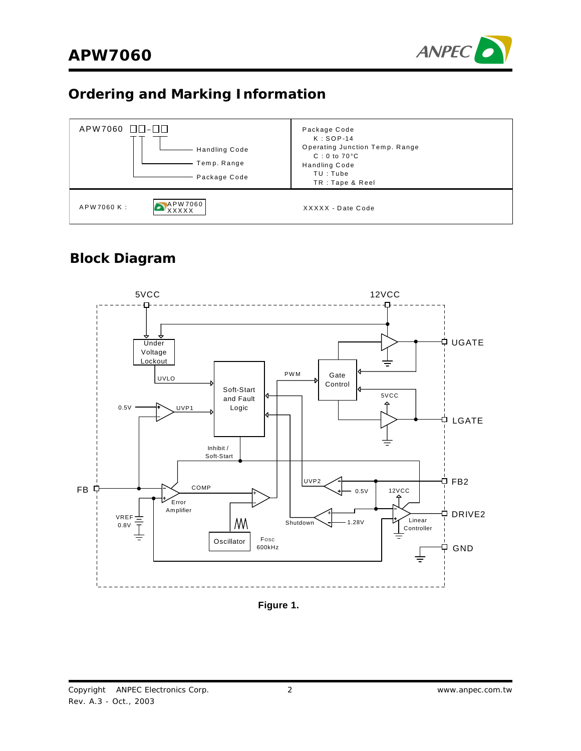## Ordering and Marking Information

| APW7060 □□-□□ <br> Handling Code <br> Temp. Range <br> Package Code | Package Code <br> K : SOP-14 <br> Operating Junction Temp. Range <br> C : 0 to 70°C <br> Handling Code <br> TU : Tube <br> TR : Tape & Reel |
|---|---|
| APW7060 K : APW7060 XXXXX | XXXXX - Date Code |

## Block Diagram

Figure 1.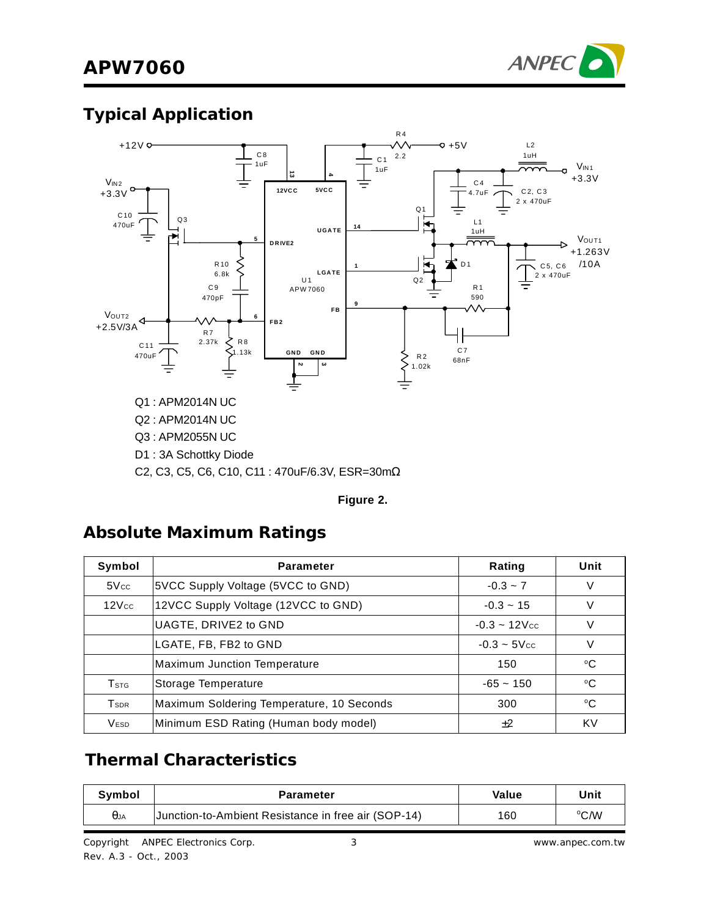## Typical Application

Q1 : APM2014N UC

Q2 : APM2014N UC

Q3 : APM2055N UC

D1 : 3A Schottky Diode

C2, C3, C5, C6, C10, C11 : 470uF/6.3V, ESR=30mΩ

**Figure 2.**

## Absolute Maximum Ratings

| Symbol | Parameter | Rating | Unit |
|---|---|---|---|
| $5V_{CC}$ | 5VCC Supply Voltage (5VCC to GND) | -0.3 ~ 7 | V |
| $12V_{CC}$ | 12VCC Supply Voltage (12VCC to GND) | -0.3 ~ 15 | V |
| | UAGTE, DRIVE2 to GND | -0.3 ~ $12V_{CC}$ | V |
| | LGATE, FB, FB2 to GND | -0.3 ~ $5V_{CC}$ | V |
| | Maximum Junction Temperature | 150 | °C |
| $T_{STG}$ | Storage Temperature | -65 ~ 150 | °C |
| $T_{SDR}$ | Maximum Soldering Temperature, 10 Seconds | 300 | °C |
| $V_{ESD}$ | Minimum ESD Rating (Human body model) | ±2 | KV |

## Thermal Characteristics

| Symbol | Parameter | Value | Unit |
|---|---|---|---|
| $\theta_{JA}$ | Junction-to-Ambient Resistance in free air (SOP-14) | 160 | °C/W |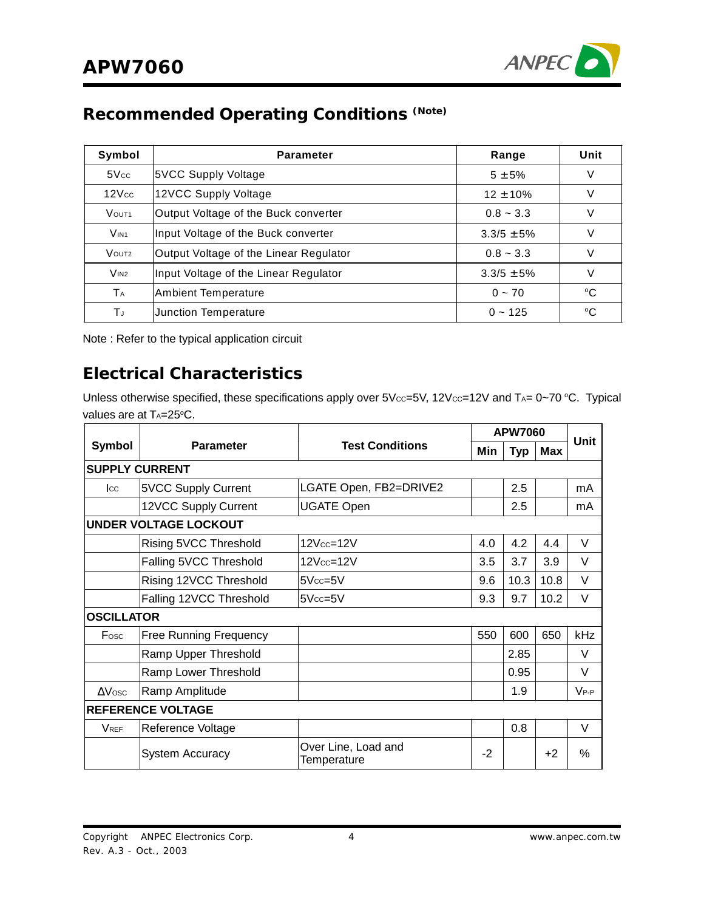## Recommended Operating Conditions (Note)

| Symbol | Parameter | Range | Unit |
|---|---|---|---|
| $5V_{CC}$ | 5VCC Supply Voltage | 5 ±5% | V |
| $12V_{CC}$ | 12VCC Supply Voltage | 12 ±10% | V |
| $V_{OUT1}$ | Output Voltage of the Buck converter | 0.8 ~ 3.3 | V |
| $V_{IN1}$ | Input Voltage of the Buck converter | 3.3/5 ±5% | V |
| $V_{OUT2}$ | Output Voltage of the Linear Regulator | 0.8 ~ 3.3 | V |
| $V_{IN2}$ | Input Voltage of the Linear Regulator | 3.3/5 ±5% | V |
| $T_A$ | Ambient Temperature | 0 ~ 70 | °C |
| $T_J$ | Junction Temperature | 0 ~ 125 | °C |

Note : Refer to the typical application circuit

## Electrical Characteristics

Unless otherwise specified, these specifications apply over $5V_{CC}$=5V, $12V_{CC}$=12V and $T_A$= 0~70 °C. Typical values are at $T_A$=25°C.

| Symbol | Parameter | Test Conditions | APW7060 | | | Unit |
|---|---|---|---|---|---|---|
| | | | Min | Typ | Max | |
| **SUPPLY CURRENT** | | | | | | |
| $I_{CC}$ | 5VCC Supply Current | LGATE Open, FB2=DRIVE2 | | 2.5 | | mA |
| | 12VCC Supply Current | UGATE Open | | 2.5 | | mA |
| **UNDER VOLTAGE LOCKOUT** | | | | | | |
| | Rising 5VCC Threshold | $12V_{CC}$=12V | 4.0 | 4.2 | 4.4 | V |
| | Falling 5VCC Threshold | $12V_{CC}$=12V | 3.5 | 3.7 | 3.9 | V |
| | Rising 12VCC Threshold | $5V_{CC}$=5V | 9.6 | 10.3 | 10.8 | V |
| | Falling 12VCC Threshold | $5V_{CC}$=5V | 9.3 | 9.7 | 10.2 | V |
| **OSCILLATOR** | | | | | | |
| $F_{OSC}$ | Free Running Frequency | | 550 | 600 | 650 | kHz |
| | Ramp Upper Threshold | | | 2.85 | | V |
| | Ramp Lower Threshold | | | 0.95 | | V |
| $\Delta V_{OSC}$ | Ramp Amplitude | | | 1.9 | | $V_{P-P}$ |
| **REFERENCE VOLTAGE** | | | | | | |
| $V_{REF}$ | Reference Voltage | | | 0.8 | | V |
| | System Accuracy | Over Line, Load and Temperature | -2 | | +2 | % |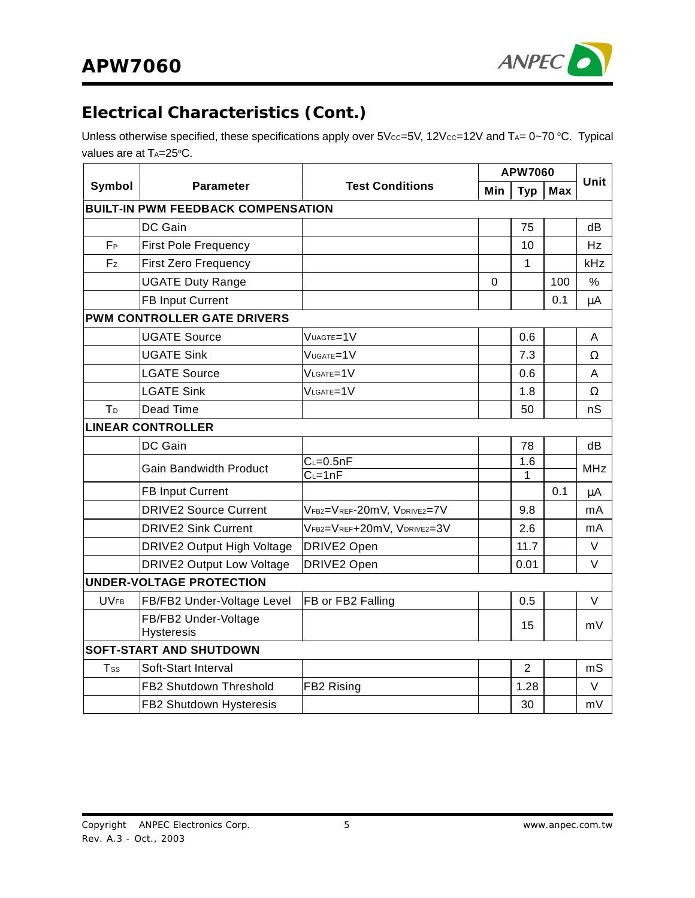## Electrical Characteristics (Cont.)

Unless otherwise specified, these specifications apply over $5V_{CC}$=5V, $12V_{CC}$=12V and $T_A$= 0~70 °C. Typical values are at $T_A$=25°C.

| Symbol | Parameter | Test Conditions | APW7060 | | | Unit |
|---|---|---|---|---|---|---|
| | | | Min | Typ | Max | |
| **BUILT-IN PWM FEEDBACK COMPENSATION** | | | | | | |
| | DC Gain | | | 75 | | dB |
| $F_P$ | First Pole Frequency | | | 10 | | Hz |
| $F_Z$ | First Zero Frequency | | | 1 | | kHz |
| | UGATE Duty Range | | 0 | | 100 | % |
| | FB Input Current | | | | 0.1 | μA |
| **PWM CONTROLLER GATE DRIVERS** | | | | | | |
| | UGATE Source | $V_{UAGTE}$=1V | | 0.6 | | A |
| | UGATE Sink | $V_{UGATE}$=1V | | 7.3 | | Ω |
| | LGATE Source | $V_{LGATE}$=1V | | 0.6 | | A |
| | LGATE Sink | $V_{LGATE}$=1V | | 1.8 | | Ω |
| $T_D$ | Dead Time | | | 50 | | nS |
| **LINEAR CONTROLLER** | | | | | | |
| | DC Gain | | | 78 | | dB |
| | Gain Bandwidth Product | $C_L$=0.5nF | | 1.6 | | MHz |
| | | $C_L$=1nF | | 1 | | MHz |
| | FB Input Current | | | | 0.1 | μA |
| | DRIVE2 Source Current | $V_{FB2}$=$V_{REF}$-20mV, $V_{DRIVE2}$=7V | | 9.8 | | mA |
| | DRIVE2 Sink Current | $V_{FB2}$=$V_{REF}$+20mV, $V_{DRIVE2}$=3V | | 2.6 | | mA |
| | DRIVE2 Output High Voltage | DRIVE2 Open | | 11.7 | | V |
| | DRIVE2 Output Low Voltage | DRIVE2 Open | | 0.01 | | V |
| **UNDER-VOLTAGE PROTECTION** | | | | | | |
| $UV_{FB}$ | FB/FB2 Under-Voltage Level | FB or FB2 Falling | | 0.5 | | V |
| | FB/FB2 Under-Voltage Hysteresis | | | 15 | | mV |
| **SOFT-START AND SHUTDOWN** | | | | | | |
| $T_{SS}$ | Soft-Start Interval | | | 2 | | mS |
| | FB2 Shutdown Threshold | FB2 Rising | | 1.28 | | V |
| | FB2 Shutdown Hysteresis | | | 30 | | mV |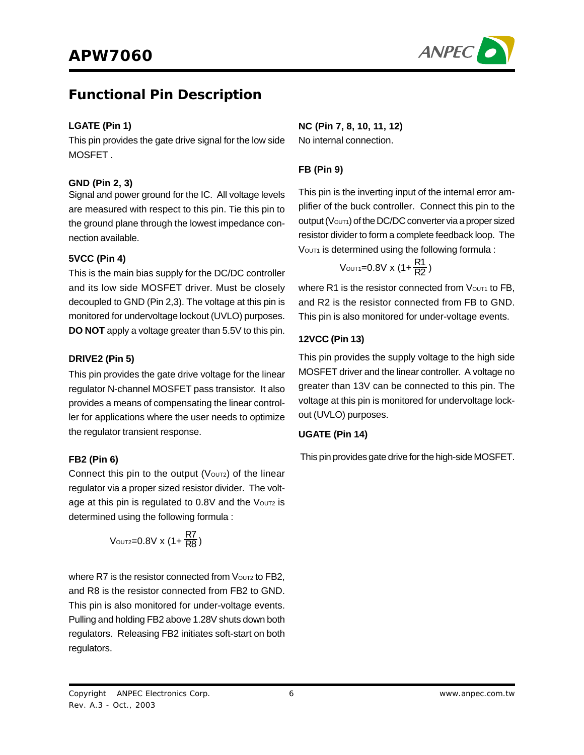## Functional Pin Description

### LGATE (Pin 1)

This pin provides the gate drive signal for the low side MOSFET .

### GND (Pin 2, 3)

Signal and power ground for the IC. All voltage levels are measured with respect to this pin. Tie this pin to the ground plane through the lowest impedance connection available.

### 5VCC (Pin 4)

This is the main bias supply for the DC/DC controller and its low side MOSFET driver. Must be closely decoupled to GND (Pin 2,3). The voltage at this pin is monitored for undervoltage lockout (UVLO) purposes. **DO NOT** apply a voltage greater than 5.5V to this pin.

### DRIVE2 (Pin 5)

This pin provides the gate drive voltage for the linear regulator N-channel MOSFET pass transistor. It also provides a means of compensating the linear controller for applications where the user needs to optimize the regulator transient response.

### FB2 (Pin 6)

Connect this pin to the output ($V_{OUT2}$) of the linear regulator via a proper sized resistor divider. The voltage at this pin is regulated to 0.8V and the $V_{OUT2}$ is determined using the following formula :

$$V_{OUT2}=0.8V \times (1+\frac{R7}{R8})$$

where R7 is the resistor connected from $V_{OUT2}$ to FB2, and R8 is the resistor connected from FB2 to GND. This pin is also monitored for under-voltage events. Pulling and holding FB2 above 1.28V shuts down both regulators. Releasing FB2 initiates soft-start on both regulators.

### NC (Pin 7, 8, 10, 11, 12)

No internal connection.

### FB (Pin 9)

This pin is the inverting input of the internal error amplifier of the buck controller. Connect this pin to the output ($V_{OUT1}$) of the DC/DC converter via a proper sized resistor divider to form a complete feedback loop. The $V_{OUT1}$ is determined using the following formula :

$$V_{OUT1}=0.8V \times (1+\frac{R1}{R2})$$

where R1 is the resistor connected from $V_{OUT1}$ to FB, and R2 is the resistor connected from FB to GND. This pin is also monitored for under-voltage events.

### 12VCC (Pin 13)

This pin provides the supply voltage to the high side MOSFET driver and the linear controller. A voltage no greater than 13V can be connected to this pin. The voltage at this pin is monitored for undervoltage lockout (UVLO) purposes.

### UGATE (Pin 14)

This pin provides gate drive for the high-side MOSFET.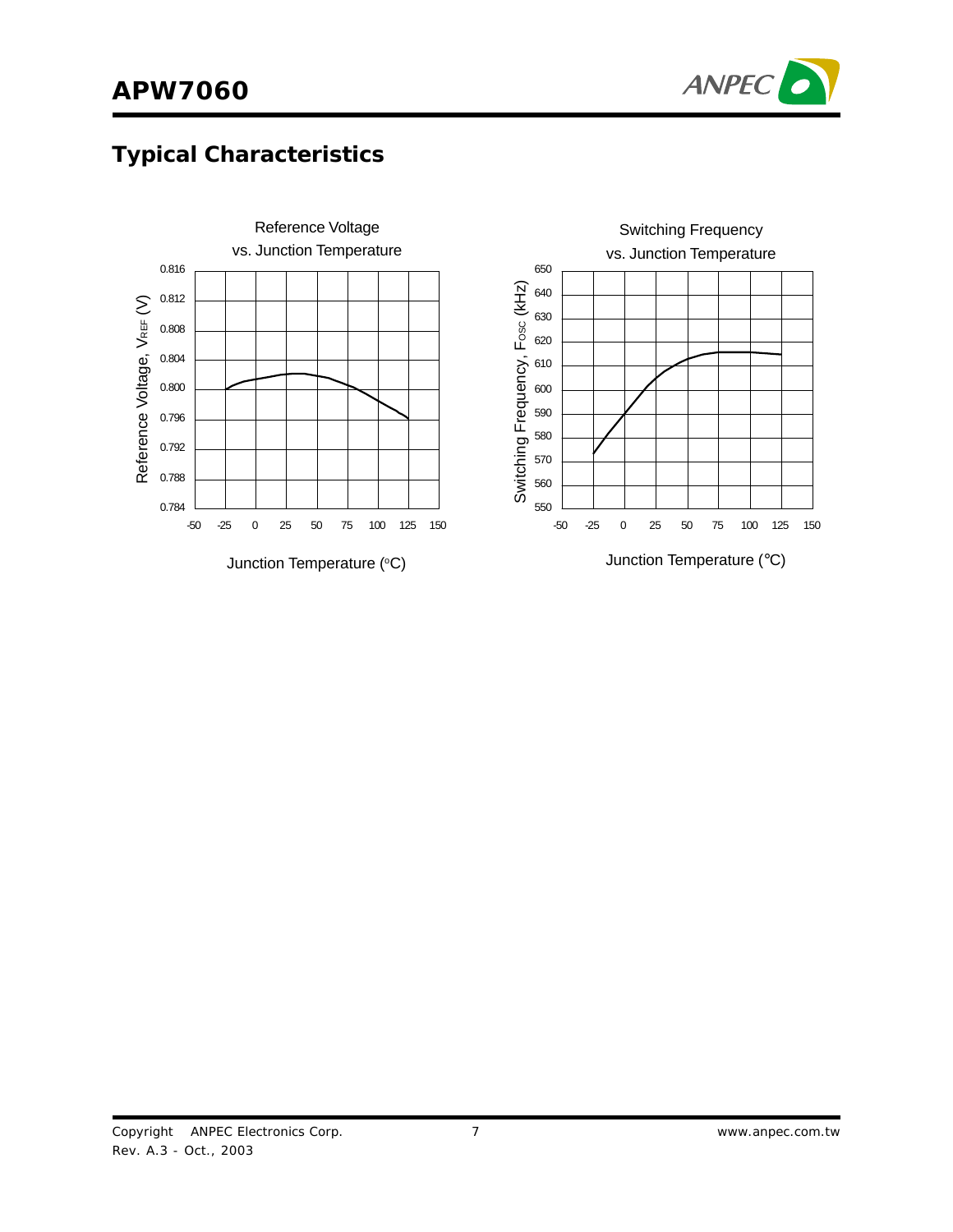## Typical Characteristics

Reference Voltage vs. Junction Temperature

Reference Voltage, $V_{REF}$ (V)

0.816
0.812
0.808
0.804
0.800
0.796
0.792
0.788
0.784

-50 -25 0 25 50 75 100 125 150

Junction Temperature (°C)

Switching Frequency vs. Junction Temperature

Switching Frequency, $F_{OSC}$ (kHz)

650
640
630
620
610
600
590
580
570
560
550

-50 -25 0 25 50 75 100 125 150

Junction Temperature (°C)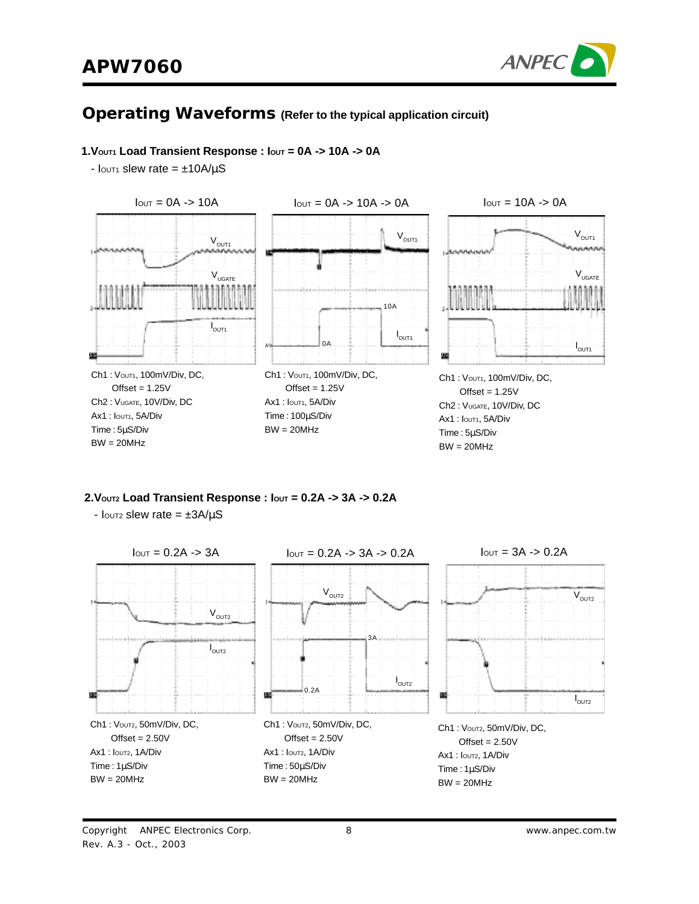## Operating Waveforms (Refer to the typical application circuit)

### 1. $V_{OUT1}$ Load Transient Response : $I_{OUT}$ = 0A -> 10A -> 0A

- $I_{OUT1}$ slew rate = ±10A/µS

$I_{OUT}$ = 0A -> 10A

Ch1 : $V_{OUT1}$, 100mV/Div, DC, Offset = 1.25V
Ch2 : $V_{UGATE}$, 10V/Div, DC
Ax1 : $I_{OUT1}$, 5A/Div
Time : 5µS/Div
BW = 20MHz

$I_{OUT}$ = 0A -> 10A -> 0A

Ch1 : $V_{OUT1}$, 100mV/Div, DC, Offset = 1.25V
Ax1 : $I_{OUT1}$, 5A/Div
Time : 100µS/Div
BW = 20MHz

$I_{OUT}$ = 10A -> 0A

Ch1 : $V_{OUT1}$, 100mV/Div, DC, Offset = 1.25V
Ch2 : $V_{UGATE}$, 10V/Div, DC
Ax1 : $I_{OUT1}$, 5A/Div
Time : 5µS/Div
BW = 20MHz

### 2. $V_{OUT2}$ Load Transient Response : $I_{OUT}$ = 0.2A -> 3A -> 0.2A

- $I_{OUT2}$ slew rate = ±3A/µS

$I_{OUT}$ = 0.2A -> 3A

Ch1 : $V_{OUT2}$, 50mV/Div, DC, Offset = 2.50V
Ax1 : $I_{OUT2}$, 1A/Div
Time : 1µS/Div
BW = 20MHz

$I_{OUT}$ = 0.2A -> 3A -> 0.2A

Ch1 : $V_{OUT2}$, 50mV/Div, DC, Offset = 2.50V
Ax1 : $I_{OUT2}$, 1A/Div
Time : 50µS/Div
BW = 20MHz

$I_{OUT}$ = 3A -> 0.2A

Ch1 : $V_{OUT2}$, 50mV/Div, DC, Offset = 2.50V
Ax1 : $I_{OUT2}$, 1A/Div
Time : 1µS/Div
BW = 20MHz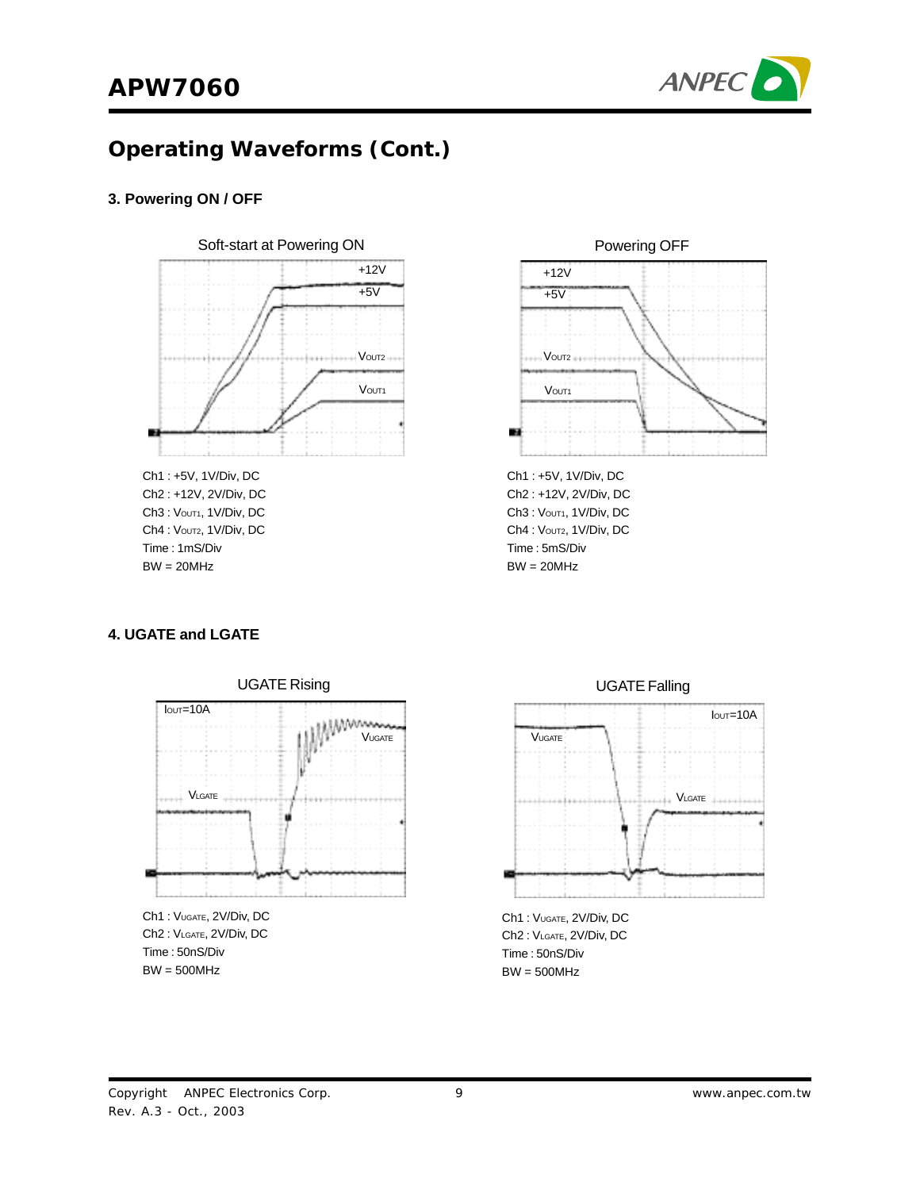## Operating Waveforms (Cont.)

### 3. Powering ON / OFF

Soft-start at Powering ON

Ch1 : +5V, 1V/Div, DC
Ch2 : +12V, 2V/Div, DC
Ch3 : $V_{OUT1}$, 1V/Div, DC
Ch4 : $V_{OUT2}$, 1V/Div, DC
Time : 1mS/Div
BW = 20MHz

Powering OFF

Ch1 : +5V, 1V/Div, DC
Ch2 : +12V, 2V/Div, DC
Ch3 : $V_{OUT1}$, 1V/Div, DC
Ch4 : $V_{OUT2}$, 1V/Div, DC
Time : 5mS/Div
BW = 20MHz

### 4. UGATE and LGATE

UGATE Rising

Ch1 : $V_{UGATE}$, 2V/Div, DC
Ch2 : $V_{LGATE}$, 2V/Div, DC
Time : 50nS/Div
BW = 500MHz

UGATE Falling

Ch1 : $V_{UGATE}$, 2V/Div, DC
Ch2 : $V_{LGATE}$, 2V/Div, DC
Time : 50nS/Div
BW = 500MHz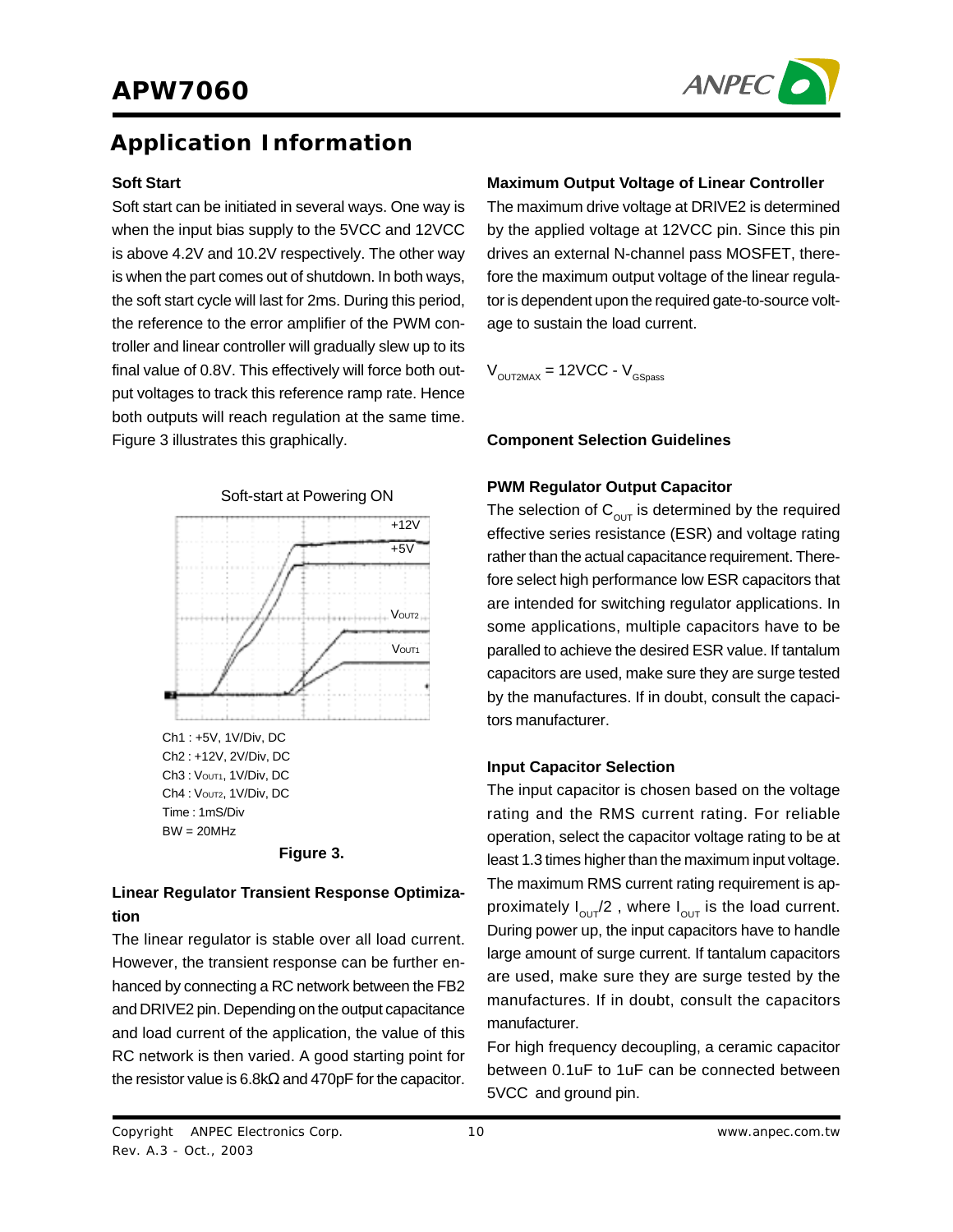## Application Information

### Soft Start

Soft start can be initiated in several ways. One way is when the input bias supply to the 5VCC and 12VCC is above 4.2V and 10.2V respectively. The other way is when the part comes out of shutdown. In both ways, the soft start cycle will last for 2ms. During this period, the reference to the error amplifier of the PWM controller and linear controller will gradually slew up to its final value of 0.8V. This effectively will force both output voltages to track this reference ramp rate. Hence both outputs will reach regulation at the same time. Figure 3 illustrates this graphically.

Soft-start at Powering ON

Ch1 : +5V, 1V/Div, DC
Ch2 : +12V, 2V/Div, DC
Ch3 : $V_{OUT1}$, 1V/Div, DC
Ch4 : $V_{OUT2}$, 1V/Div, DC
Time : 1mS/Div
BW = 20MHz

**Figure 3.**

### Linear Regulator Transient Response Optimization

The linear regulator is stable over all load current. However, the transient response can be further enhanced by connecting a RC network between the FB2 and DRIVE2 pin. Depending on the output capacitance and load current of the application, the value of this RC network is then varied. A good starting point for the resistor value is 6.8kΩ and 470pF for the capacitor.

### Maximum Output Voltage of Linear Controller

The maximum drive voltage at DRIVE2 is determined by the applied voltage at 12VCC pin. Since this pin drives an external N-channel pass MOSFET, therefore the maximum output voltage of the linear regulator is dependent upon the required gate-to-source voltage to sustain the load current.

$$V_{OUT2MAX} = 12VCC - V_{GSpass}$$

### Component Selection Guidelines

### PWM Regulator Output Capacitor

The selection of $C_{OUT}$ is determined by the required effective series resistance (ESR) and voltage rating rather than the actual capacitance requirement. Therefore select high performance low ESR capacitors that are intended for switching regulator applications. In some applications, multiple capacitors have to be paralled to achieve the desired ESR value. If tantalum capacitors are used, make sure they are surge tested by the manufactures. If in doubt, consult the capacitors manufacturer.

### Input Capacitor Selection

The input capacitor is chosen based on the voltage rating and the RMS current rating. For reliable operation, select the capacitor voltage rating to be at least 1.3 times higher than the maximum input voltage. The maximum RMS current rating requirement is approximately $I_{OUT}/2$ , where $I_{OUT}$ is the load current. During power up, the input capacitors have to handle large amount of surge current. If tantalum capacitors are used, make sure they are surge tested by the manufactures. If in doubt, consult the capacitors manufacturer.

For high frequency decoupling, a ceramic capacitor between 0.1uF to 1uF can be connected between 5VCC and ground pin.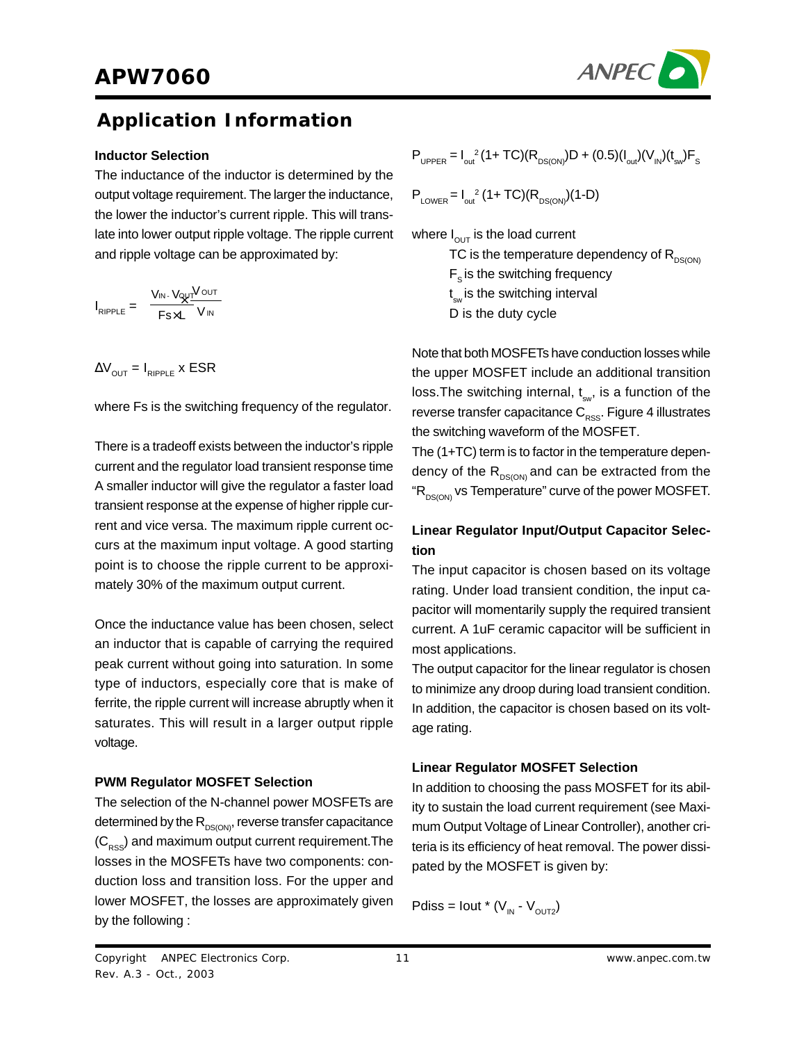## Application Information

### Inductor Selection

The inductance of the inductor is determined by the output voltage requirement. The larger the inductance, the lower the inductor's current ripple. This will translate into lower output ripple voltage. The ripple current and ripple voltage can be approximated by:

$$I_{RIPPLE} = \frac{V_{IN} - V_{OUT}}{F_S \times L} \times \frac{V_{OUT}}{V_{IN}}$$

$$\Delta V_{OUT} = I_{RIPPLE} \times ESR$$

where Fs is the switching frequency of the regulator.

There is a tradeoff exists between the inductor's ripple current and the regulator load transient response time A smaller inductor will give the regulator a faster load transient response at the expense of higher ripple current and vice versa. The maximum ripple current occurs at the maximum input voltage. A good starting point is to choose the ripple current to be approximately 30% of the maximum output current.

Once the inductance value has been chosen, select an inductor that is capable of carrying the required peak current without going into saturation. In some type of inductors, especially core that is make of ferrite, the ripple current will increase abruptly when it saturates. This will result in a larger output ripple voltage.

### PWM Regulator MOSFET Selection

The selection of the N-channel power MOSFETs are determined by the $R_{DS(ON)}$, reverse transfer capacitance ($C_{RSS}$) and maximum output current requirement.The losses in the MOSFETs have two components: conduction loss and transition loss. For the upper and lower MOSFET, the losses are approximately given by the following :

$$P_{UPPER} = I_{out}^{2}(1+ TC)(R_{DS(ON)})D + (0.5)(I_{out})(V_{IN})(t_{sw})F_S$$

$$P_{LOWER} = I_{out}^{2}(1+ TC)(R_{DS(ON)})(1-D)$$

where $I_{OUT}$ is the load current
- TC is the temperature dependency of $R_{DS(ON)}$
- $F_S$ is the switching frequency
- $t_{sw}$ is the switching interval
- D is the duty cycle

Note that both MOSFETs have conduction losses while the upper MOSFET include an additional transition loss.The switching internal, $t_{sw}$, is a function of the reverse transfer capacitance $C_{RSS}$. Figure 4 illustrates the switching waveform of the MOSFET.
The (1+TC) term is to factor in the temperature dependency of the $R_{DS(ON)}$ and can be extracted from the "$R_{DS(ON)}$ vs Temperature" curve of the power MOSFET.

### Linear Regulator Input/Output Capacitor Selection

The input capacitor is chosen based on its voltage rating. Under load transient condition, the input capacitor will momentarily supply the required transient current. A 1uF ceramic capacitor will be sufficient in most applications.
The output capacitor for the linear regulator is chosen to minimize any droop during load transient condition. In addition, the capacitor is chosen based on its voltage rating.

### Linear Regulator MOSFET Selection

In addition to choosing the pass MOSFET for its ability to sustain the load current requirement (see Maximum Output Voltage of Linear Controller), another criteria is its efficiency of heat removal. The power dissipated by the MOSFET is given by:

$$Pdiss = Iout * (V_{IN} - V_{OUT2})$$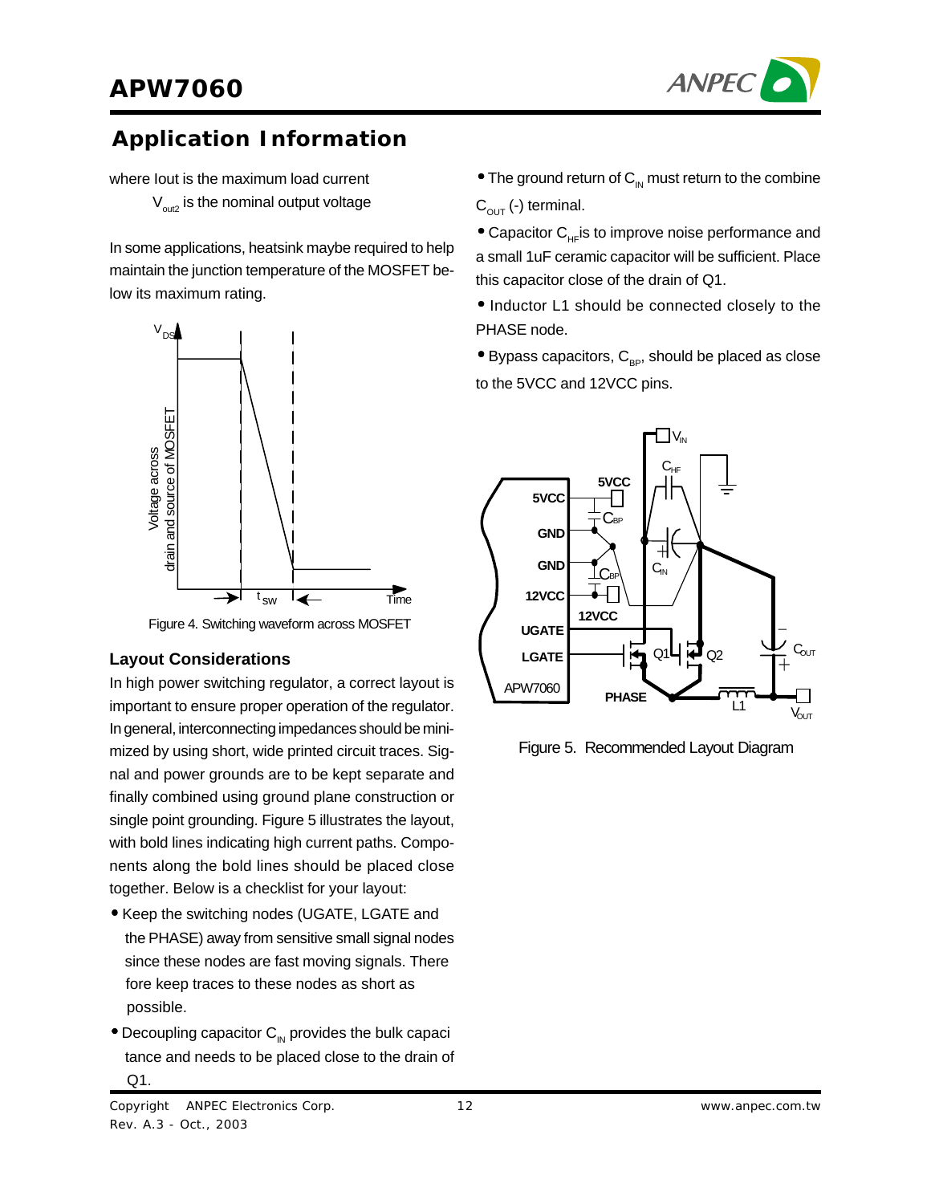## Application Information

where Iout is the maximum load current

$V_{out2}$ is the nominal output voltage

In some applications, heatsink maybe required to help maintain the junction temperature of the MOSFET below its maximum rating.

Figure 4. Switching waveform across MOSFET

### Layout Considerations

In high power switching regulator, a correct layout is important to ensure proper operation of the regulator. In general, interconnecting impedances should be minimized by using short, wide printed circuit traces. Signal and power grounds are to be kept separate and finally combined using ground plane construction or single point grounding. Figure 5 illustrates the layout, with bold lines indicating high current paths. Components along the bold lines should be placed close together. Below is a checklist for your layout:

- Keep the switching nodes (UGATE, LGATE and the PHASE) away from sensitive small signal nodes since these nodes are fast moving signals. There fore keep traces to these nodes as short as possible.
- Decoupling capacitor $C_{IN}$ provides the bulk capacitance and needs to be placed close to the drain of Q1.
- The ground return of $C_{IN}$ must return to the combine $C_{OUT}$ (-) terminal.
- Capacitor $C_{HF}$ is to improve noise performance and a small 1uF ceramic capacitor will be sufficient. Place this capacitor close of the drain of Q1.
- Inductor L1 should be connected closely to the PHASE node.
- Bypass capacitors, $C_{BP}$, should be placed as close to the 5VCC and 12VCC pins.

Figure 5. Recommended Layout Diagram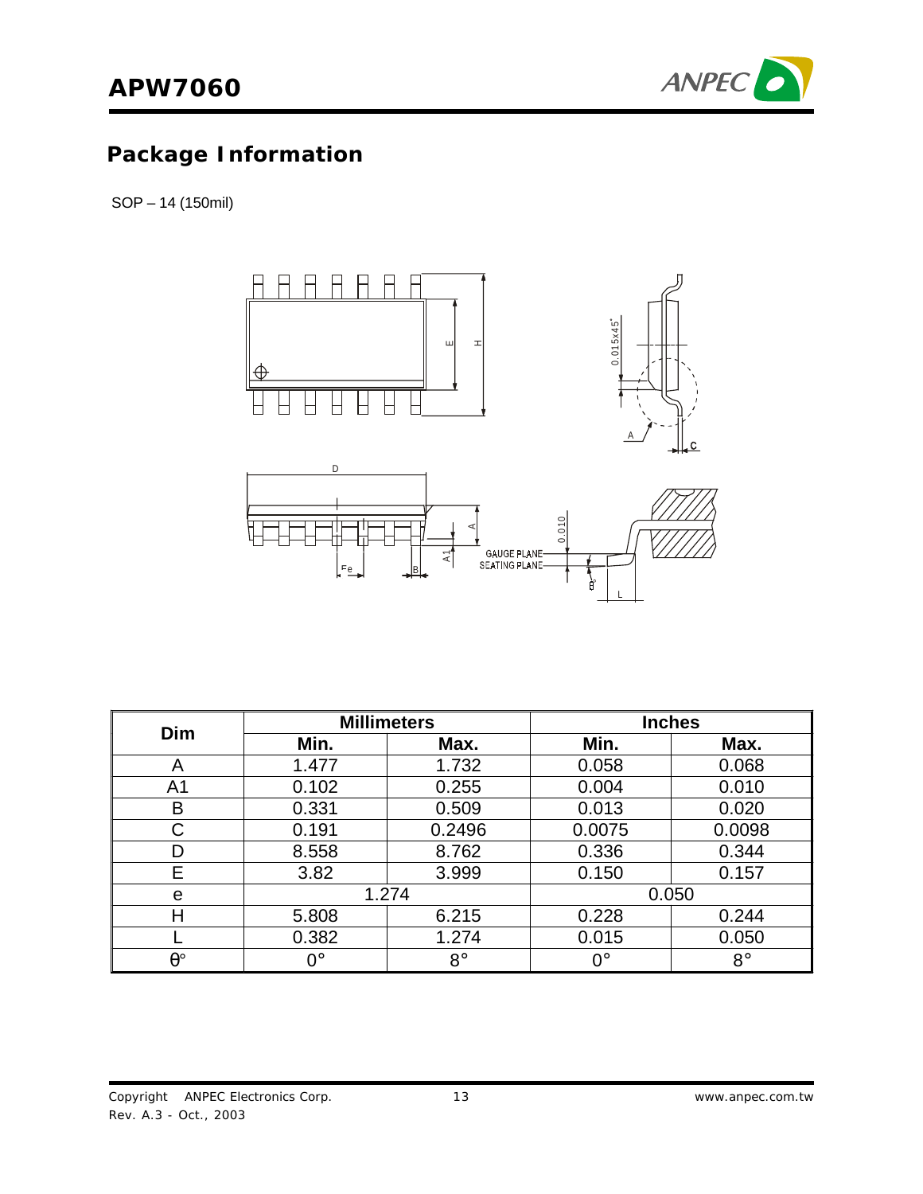## Package Information

SOP – 14 (150mil)

| Dim | Millimeters | | Inches | |
|---|---|---|---|---|
| | Min. | Max. | Min. | Max. |
| A | 1.477 | 1.732 | 0.058 | 0.068 |
| A1 | 0.102 | 0.255 | 0.004 | 0.010 |
| B | 0.331 | 0.509 | 0.013 | 0.020 |
| C | 0.191 | 0.2496 | 0.0075 | 0.0098 |
| D | 8.558 | 8.762 | 0.336 | 0.344 |
| E | 3.82 | 3.999 | 0.150 | 0.157 |
| e | 1.274 | | 0.050 | |
| H | 5.808 | 6.215 | 0.228 | 0.244 |
| L | 0.382 | 1.274 | 0.015 | 0.050 |
| θ° | 0° | 8° | 0° | 8° |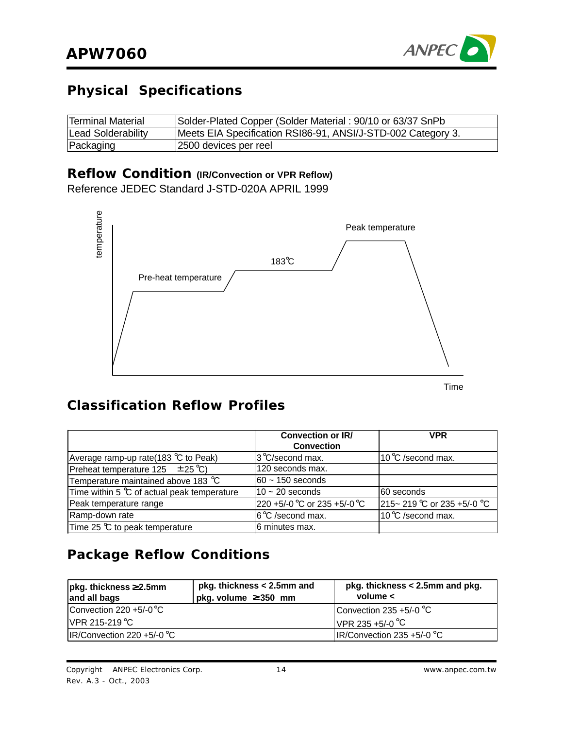## Physical Specifications

| | |
|---|---|
| Terminal Material | Solder-Plated Copper (Solder Material : 90/10 or 63/37 SnPb |
| Lead Solderability | Meets EIA Specification RSI86-91, ANSI/J-STD-002 Category 3. |
| Packaging | 2500 devices per reel |

## Reflow Condition (IR/Convection or VPR Reflow)

Reference JEDEC Standard J-STD-020A APRIL 1999

temperature

Peak temperature

183℃

Pre-heat temperature

Time

## Classification Reflow Profiles

| | Convection or IR/ Convection | VPR |
|---|---|---|
| Average ramp-up rate(183 ℃ to Peak) | 3℃/second max. | 10℃ /second max. |
| Preheat temperature 125 ±25℃) | 120 seconds max. | |
| Temperature maintained above 183 ℃ | 60 ~ 150 seconds | |
| Time within 5 ℃ of actual peak temperature | 10 ~ 20 seconds | 60 seconds |
| Peak temperature range | 220 +5/-0℃ or 235 +5/-0℃ | 215~ 219 ℃ or 235 +5/-0 ℃ |
| Ramp-down rate | 6℃ /second max. | 10℃ /second max. |
| Time 25 ℃ to peak temperature | 6 minutes max. | |

## Package Reflow Conditions

| pkg. thickness ≥2.5mm and all bags | pkg. thickness < 2.5mm and pkg. volume ≥350 mm | pkg. thickness < 2.5mm and pkg. volume < |
|---|---|---|
| Convection 220 +5/-0℃ | | Convection 235 +5/-0 ℃ |
| VPR 215-219℃ | | VPR 235 +5/-0 ℃ |
| IR/Convection 220 +5/-0 ℃ | | IR/Convection 235 +5/-0 ℃ |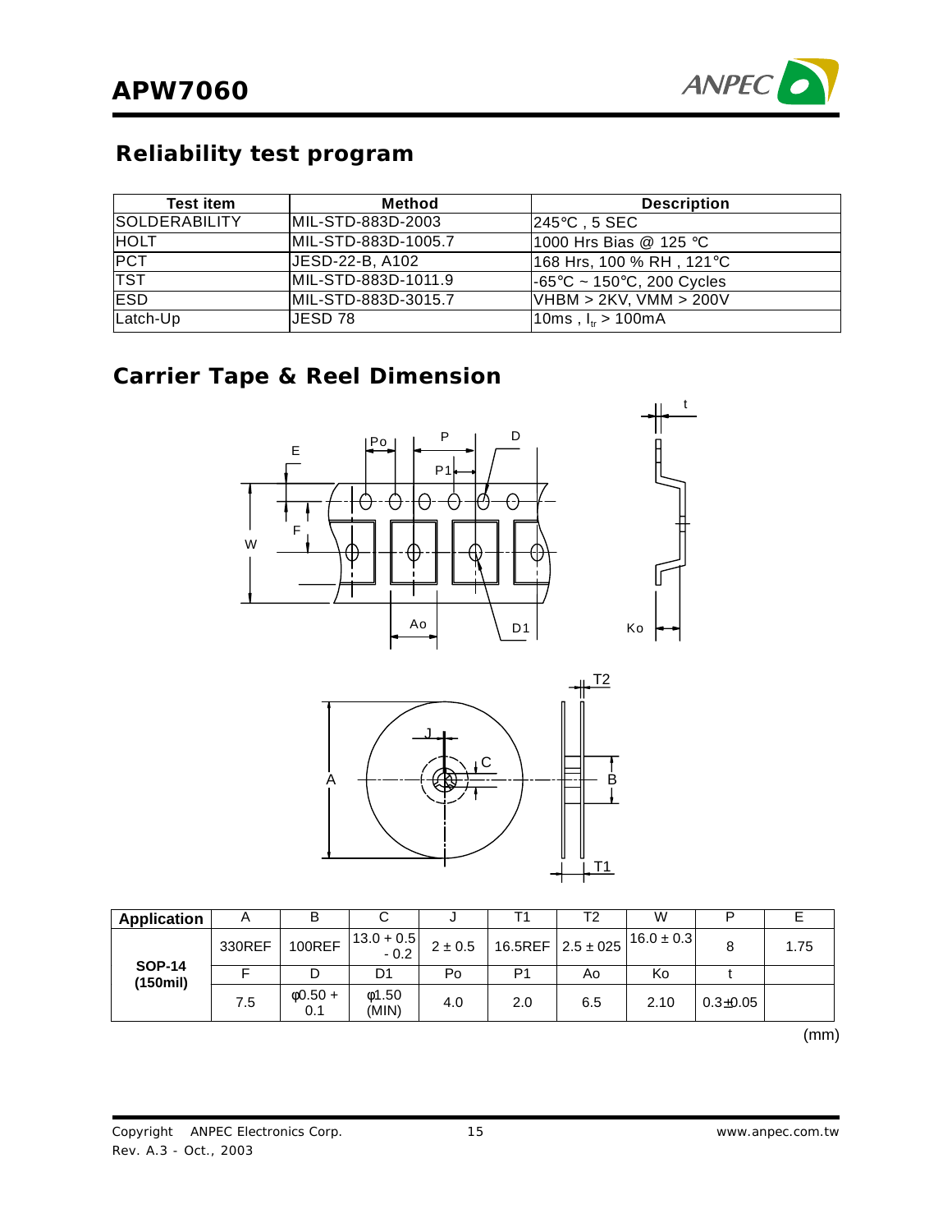## Reliability test program

| Test item | Method | Description |
| --- | --- | --- |
| SOLDERABILITY | MIL-STD-883D-2003 | 245°C , 5 SEC |
| HOLT | MIL-STD-883D-1005.7 | 1000 Hrs Bias @ 125 °C |
| PCT | JESD-22-B, A102 | 168 Hrs, 100 % RH , 121°C |
| TST | MIL-STD-883D-1011.9 | -65°C ~ 150°C, 200 Cycles |
| ESD | MIL-STD-883D-3015.7 | VHBM > 2KV, VMM > 200V |
| Latch-Up | JESD 78 | 10ms , $I_{tr}$ > 100mA |

## Carrier Tape & Reel Dimension

| Application | A | B | C | J | T1 | T2 | W | P | E |
| --- | --- | --- | --- | --- | --- | --- | --- | --- | --- |
| SOP-14 (150mil) | 330REF | 100REF | 13.0 + 0.5 - 0.2 | 2 ± 0.5 | 16.5REF | 2.5 ± 025 | 16.0 ± 0.3 | 8 | 1.75 |
| | F | D | D1 | Po | P1 | Ao | Ko | t | |
| | 7.5 | φ0.50 + 0.1 | φ1.50 (MIN) | 4.0 | 2.0 | 6.5 | 2.10 | 0.3±0.05 | |

(mm)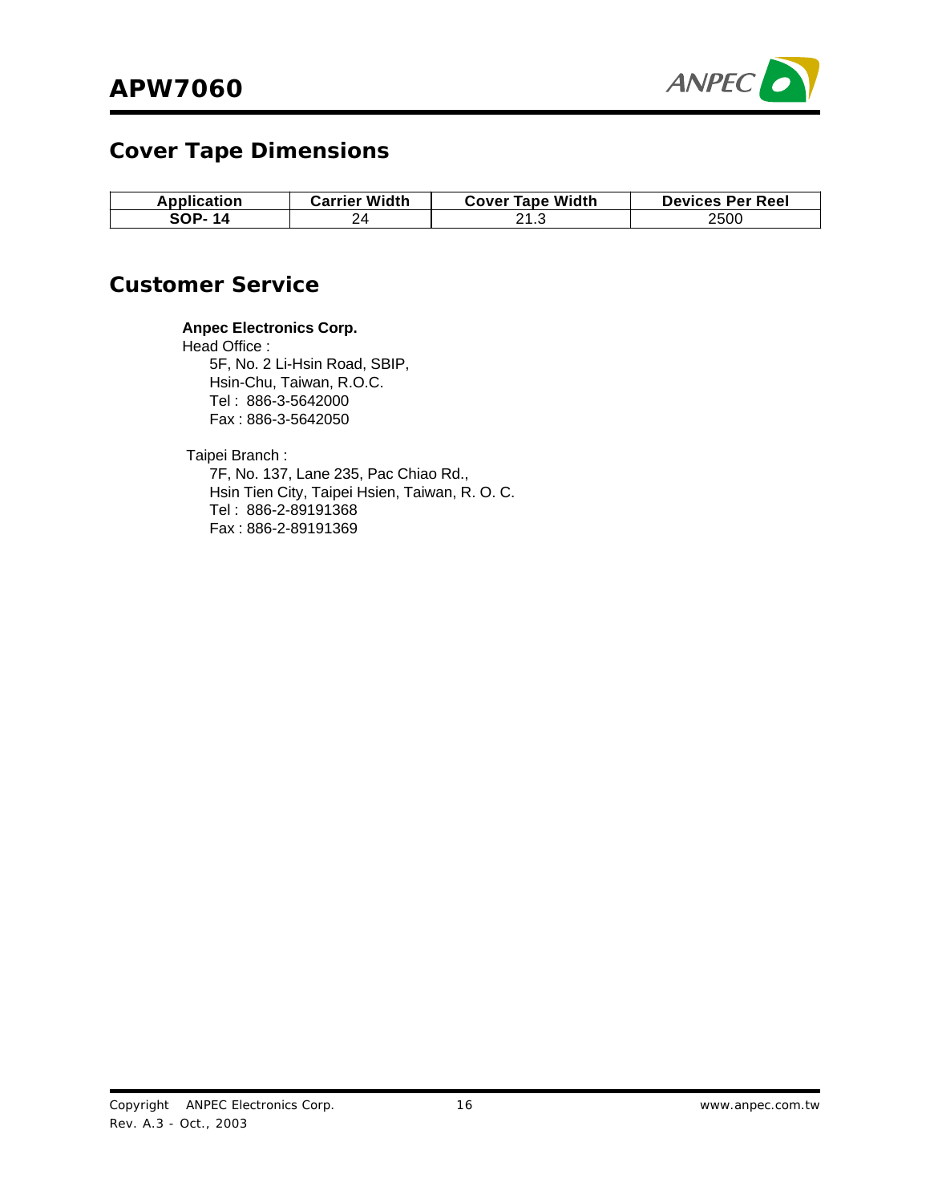## Cover Tape Dimensions

| Application | Carrier Width | Cover Tape Width | Devices Per Reel |
|---|---|---|---|
| **SOP- 14** | 24 | 21.3 | 2500 |

## Customer Service

**Anpec Electronics Corp.**

Head Office :

5F, No. 2 Li-Hsin Road, SBIP,
Hsin-Chu, Taiwan, R.O.C.
Tel : 886-3-5642000
Fax : 886-3-5642050

Taipei Branch :

7F, No. 137, Lane 235, Pac Chiao Rd.,
Hsin Tien City, Taipei Hsien, Taiwan, R. O. C.
Tel : 886-2-89191368
Fax : 886-2-89191369